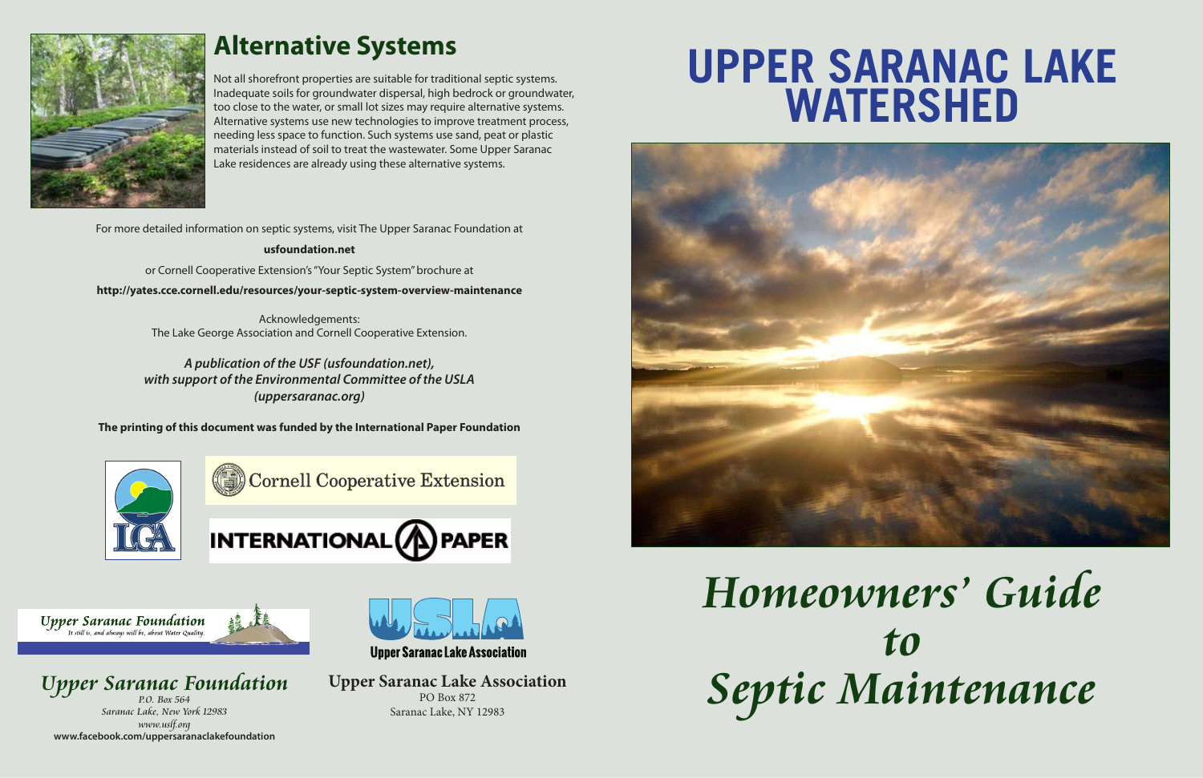## Alternative Systems

Not all shorefront properties are suitable for traditional septic systems. Inadequate soils for groundwater dispersal, high bedrock or groundwater, too close to the water, or small lot sizes may require alternative systems. Alternative systems use new technologies to improve treatment process, needing less space to function. Such systems use sand, peat or plastic materials instead of soil to treat the wastewater. Some Upper Saranac Lake residences are already using these alternative systems.

For more detailed information on septic systems, visit The Upper Saranac Foundation at

**usfoundation.net**

or Cornell Cooperative Extension's "Your Septic System" brochure at

**http://yates.cce.cornell.edu/resources/your-septic-system-overview-maintenance**

Acknowledgements:
The Lake George Association and Cornell Cooperative Extension.

***A publication of the USF (usfoundation.net), with support of the Environmental Committee of the USLA (uppersaranac.org)***

**The printing of this document was funded by the International Paper Foundation**

Cornell Cooperative Extension

INTERNATIONAL PAPER

*Upper Saranac Foundation*
*It still is, and always will be, about Water Quality.*

Upper Saranac Lake Association

*Upper Saranac Foundation*
*P.O. Box 564*
*Saranac Lake, New York 12983*
*www.uslf.org*
**www.facebook.com/uppersaranaclakefoundation**

**Upper Saranac Lake Association**
PO Box 872
Saranac Lake, NY 12983

# UPPER SARANAC LAKE WATERSHED

# *Homeowners' Guide to Septic Maintenance*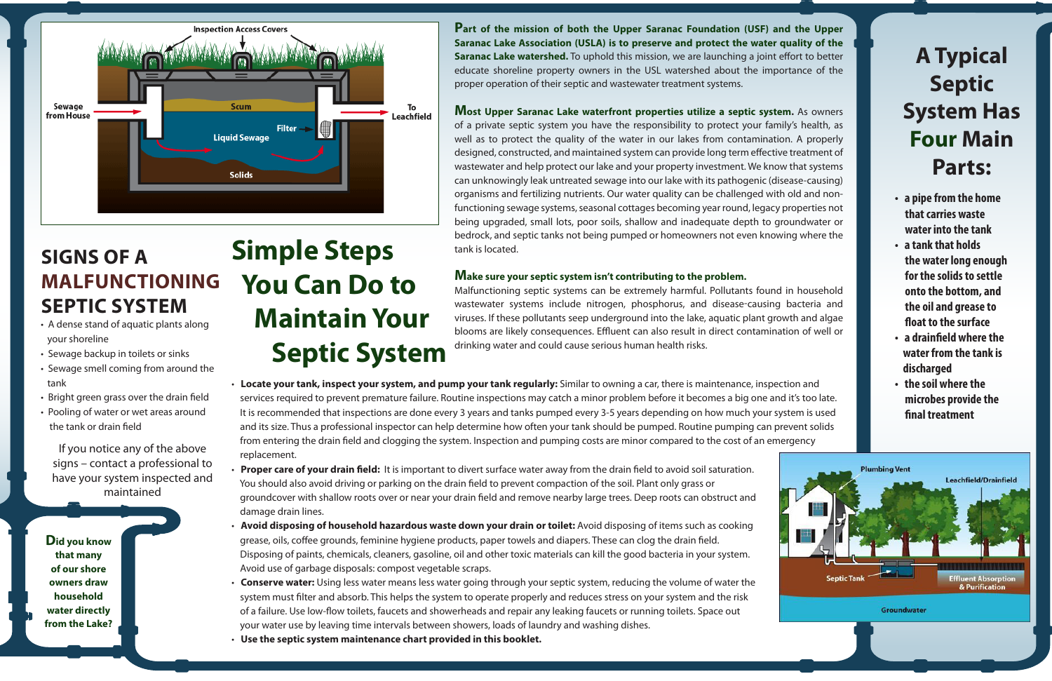Inspection Access Covers

Sewage from House

Scum

Liquid Sewage

Filter

Solids

To Leachfield

## SIGNS OF A MALFUNCTIONING SEPTIC SYSTEM

- A dense stand of aquatic plants along your shoreline
- Sewage backup in toilets or sinks
- Sewage smell coming from around the tank
- Bright green grass over the drain field
- Pooling of water or wet areas around the tank or drain field

If you notice any of the above signs – contact a professional to have your system inspected and maintained

**Did you know that many of our shore owners draw household water directly from the Lake?**

**Part of the mission of both the Upper Saranac Foundation (USF) and the Upper Saranac Lake Association (USLA) is to preserve and protect the water quality of the Saranac Lake watershed.** To uphold this mission, we are launching a joint effort to better educate shoreline property owners in the USL watershed about the importance of the proper operation of their septic and wastewater treatment systems.

**Most Upper Saranac Lake waterfront properties utilize a septic system.** As owners of a private septic system you have the responsibility to protect your family's health, as well as to protect the quality of the water in our lakes from contamination. A properly designed, constructed, and maintained system can provide long term effective treatment of wastewater and help protect our lake and your property investment. We know that systems can unknowingly leak untreated sewage into our lake with its pathogenic (disease-causing) organisms and fertilizing nutrients. Our water quality can be challenged with old and non-functioning sewage systems, seasonal cottages becoming year round, legacy properties not being upgraded, small lots, poor soils, shallow and inadequate depth to groundwater or bedrock, and septic tanks not being pumped or homeowners not even knowing where the tank is located.

**Make sure your septic system isn't contributing to the problem.**
Malfunctioning septic systems can be extremely harmful. Pollutants found in household wastewater systems include nitrogen, phosphorus, and disease-causing bacteria and viruses. If these pollutants seep underground into the lake, aquatic plant growth and algae blooms are likely consequences. Effluent can also result in direct contamination of well or drinking water and could cause serious human health risks.

## Simple Steps You Can Do to Maintain Your Septic System

- **Locate your tank, inspect your system, and pump your tank regularly:** Similar to owning a car, there is maintenance, inspection and services required to prevent premature failure. Routine inspections may catch a minor problem before it becomes a big one and it's too late. It is recommended that inspections are done every 3 years and tanks pumped every 3-5 years depending on how much your system is used and its size. Thus a professional inspector can help determine how often your tank should be pumped. Routine pumping can prevent solids from entering the drain field and clogging the system. Inspection and pumping costs are minor compared to the cost of an emergency replacement.
- **Proper care of your drain field:** It is important to divert surface water away from the drain field to avoid soil saturation. You should also avoid driving or parking on the drain field to prevent compaction of the soil. Plant only grass or groundcover with shallow roots over or near your drain field and remove nearby large trees. Deep roots can obstruct and damage drain lines.
- **Avoid disposing of household hazardous waste down your drain or toilet:** Avoid disposing of items such as cooking grease, oils, coffee grounds, feminine hygiene products, paper towels and diapers. These can clog the drain field. Disposing of paints, chemicals, cleaners, gasoline, oil and other toxic materials can kill the good bacteria in your system. Avoid use of garbage disposals: compost vegetable scraps.
- **Conserve water:** Using less water means less water going through your septic system, reducing the volume of water the system must filter and absorb. This helps the system to operate properly and reduces stress on your system and the risk of a failure. Use low-flow toilets, faucets and showerheads and repair any leaking faucets or running toilets. Space out your water use by leaving time intervals between showers, loads of laundry and washing dishes.
- **Use the septic system maintenance chart provided in this booklet.**

## A Typical Septic System Has Four Main Parts:

- a pipe from the home that carries waste water into the tank
- a tank that holds the water long enough for the solids to settle onto the bottom, and the oil and grease to float to the surface
- a drainfield where the water from the tank is discharged
- the soil where the microbes provide the final treatment

Plumbing Vent

Leachfield/Drainfield

Septic Tank

Effluent Absorption & Purification

Groundwater